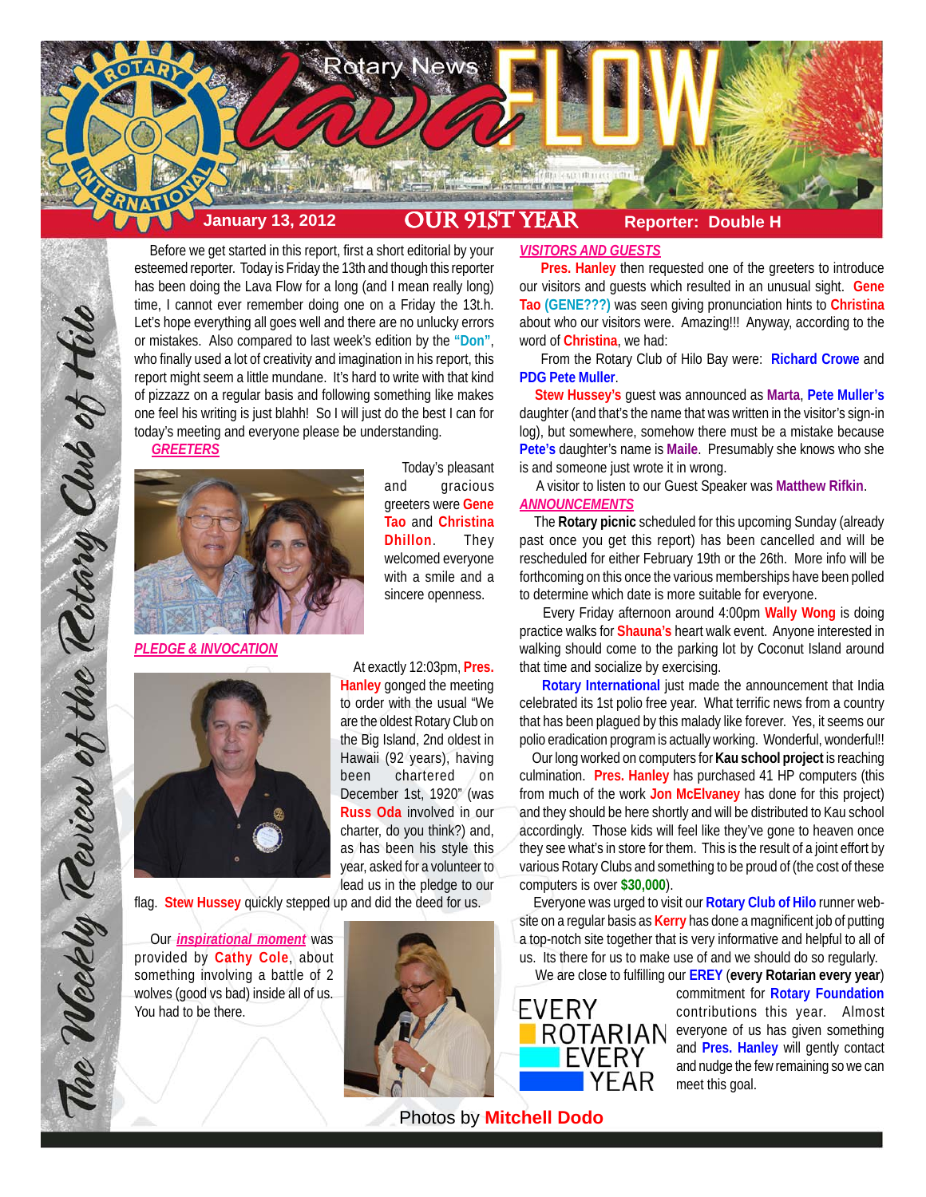# Rotary News Lava FLOW

**January 13, 2012** | **OUR 91ST YEAR** | **Reporter: Double H**

*The Weekly Review of the Rotary Club of Hilo*

Before we get started in this report, first a short editorial by your esteemed reporter. Today is Friday the 13th and though this reporter has been doing the Lava Flow for a long (and I mean really long) time, I cannot ever remember doing one on a Friday the 13t.h. Let's hope everything all goes well and there are no unlucky errors or mistakes. Also compared to last week's edition by the **"Don"**, who finally used a lot of creativity and imagination in his report, this report might seem a little mundane. It's hard to write with that kind of pizzazz on a regular basis and following something like makes one feel his writing is just blahh! So I will just do the best I can for today's meeting and everyone please be understanding.

## *GREETERS*

Today's pleasant and gracious greeters were **Gene Tao** and **Christina Dhillon**. They welcomed everyone with a smile and a sincere openness.

## *PLEDGE & INVOCATION*

At exactly 12:03pm, **Pres. Hanley** gonged the meeting to order with the usual "We are the oldest Rotary Club on the Big Island, 2nd oldest in Hawaii (92 years), having been chartered on December 1st, 1920" (was **Russ Oda** involved in our charter, do you think?) and, as has been his style this year, asked for a volunteer to lead us in the pledge to our flag. **Stew Hussey** quickly stepped up and did the deed for us.

Our *inspirational moment* was provided by **Cathy Cole**, about something involving a battle of 2 wolves (good vs bad) inside all of us. You had to be there.

## *VISITORS AND GUESTS*

**Pres. Hanley** then requested one of the greeters to introduce our visitors and guests which resulted in an unusual sight. **Gene Tao** **(GENE???)** was seen giving pronunciation hints to **Christina** about who our visitors were. Amazing!!! Anyway, according to the word of **Christina**, we had:

From the Rotary Club of Hilo Bay were: **Richard Crowe** and **PDG Pete Muller**.

**Stew Hussey's** guest was announced as **Marta**, **Pete Muller's** daughter (and that's the name that was written in the visitor's sign-in log), but somewhere, somehow there must be a mistake because **Pete's** daughter's name is **Maile**. Presumably she knows who she is and someone just wrote it in wrong.

A visitor to listen to our Guest Speaker was **Matthew Rifkin**.

## *ANNOUNCEMENTS*

The **Rotary picnic** scheduled for this upcoming Sunday (already past once you get this report) has been cancelled and will be rescheduled for either February 19th or the 26th. More info will be forthcoming on this once the various memberships have been polled to determine which date is more suitable for everyone.

Every Friday afternoon around 4:00pm **Wally Wong** is doing practice walks for **Shauna's** heart walk event. Anyone interested in walking should come to the parking lot by Coconut Island around that time and socialize by exercising.

**Rotary International** just made the announcement that India celebrated its 1st polio free year. What terrific news from a country that has been plagued by this malady like forever. Yes, it seems our polio eradication program is actually working. Wonderful, wonderful!!

Our long worked on computers for **Kau school project** is reaching culmination. **Pres. Hanley** has purchased 41 HP computers (this from much of the work **Jon McElvaney** has done for this project) and they should be here shortly and will be distributed to Kau school accordingly. Those kids will feel like they've gone to heaven once they see what's in store for them. This is the result of a joint effort by various Rotary Clubs and something to be proud of (the cost of these computers is over **$30,000**).

Everyone was urged to visit our **Rotary Club of Hilo** runner web-site on a regular basis as **Kerry** has done a magnificent job of putting a top-notch site together that is very informative and helpful to all of us. Its there for us to make use of and we should do so regularly.

We are close to fulfilling our **EREY** (**every Rotarian every year**) commitment for **Rotary Foundation** contributions this year. Almost everyone of us has given something and **Pres. Hanley** will gently contact and nudge the few remaining so we can meet this goal.

EVERY ROTARIAN EVERY YEAR

Photos by **Mitchell Dodo**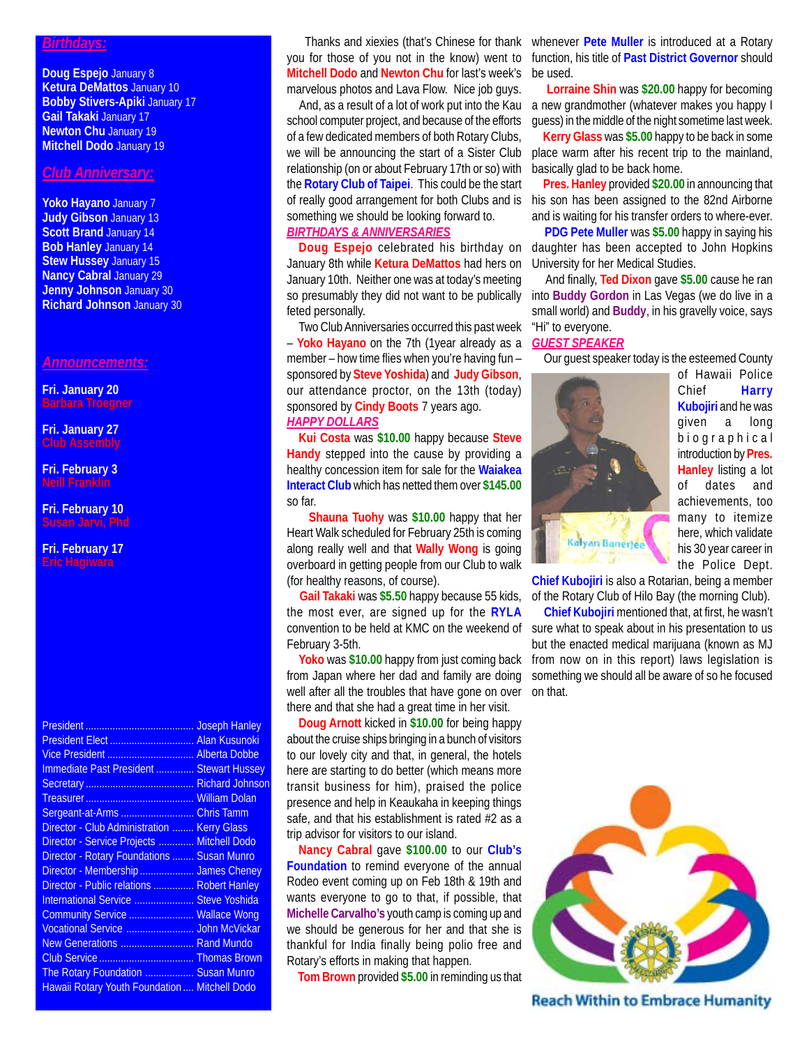## Birthdays:

**Doug Espejo** January 8
**Ketura DeMattos** January 10
**Bobby Stivers-Apiki** January 17
**Gail Takaki** January 17
**Newton Chu** January 19
**Mitchell Dodo** January 19

## Club Anniversary:

**Yoko Hayano** January 7
**Judy Gibson** January 13
**Scott Brand** January 14
**Bob Hanley** January 14
**Stew Hussey** January 15
**Nancy Cabral** January 29
**Jenny Johnson** January 30
**Richard Johnson** January 30

## Announcements:

**Fri. January 20**
Barbara Troegner

**Fri. January 27**
Club Assembly

**Fri. February 3**
Neill Franklin

**Fri. February 10**
Susan Jarvi, Phd

**Fri. February 17**
Eric Hagiwara

| | |
|---|---|
| President | Joseph Hanley |
| President Elect | Alan Kusunoki |
| Vice President | Alberta Dobbe |
| Immediate Past President | Stewart Hussey |
| Secretary | Richard Johnson |
| Treasurer | William Dolan |
| Sergeant-at-Arms | Chris Tamm |
| Director - Club Administration | Kerry Glass |
| Director - Service Projects | Mitchell Dodo |
| Director - Rotary Foundations | Susan Munro |
| Director - Membership | James Cheney |
| Director - Public relations | Robert Hanley |
| International Service | Steve Yoshida |
| Community Service | Wallace Wong |
| Vocational Service | John McVickar |
| New Generations | Rand Mundo |
| Club Service | Thomas Brown |
| The Rotary Foundation | Susan Munro |
| Hawaii Rotary Youth Foundation | Mitchell Dodo |

Thanks and xiexies (that's Chinese for thank you for those of you not in the know) went to **Mitchell Dodo** and **Newton Chu** for last's week's marvelous photos and Lava Flow. Nice job guys.

And, as a result of a lot of work put into the Kau school computer project, and because of the efforts of a few dedicated members of both Rotary Clubs, we will be announcing the start of a Sister Club relationship (on or about February 17th or so) with the **Rotary Club of Taipei**. This could be the start of really good arrangement for both Clubs and is something we should be looking forward to.

### BIRTHDAYS & ANNIVERSARIES

**Doug Espejo** celebrated his birthday on January 8th while **Ketura DeMattos** had hers on January 10th. Neither one was at today's meeting so presumably they did not want to be publically feted personally.

Two Club Anniversaries occurred this past week – **Yoko Hayano** on the 7th (1year already as a member – how time flies when you're having fun – sponsored by **Steve Yoshida**) and **Judy Gibson**, our attendance proctor, on the 13th (today) sponsored by **Cindy Boots** 7 years ago.

### HAPPY DOLLARS

**Kui Costa** was **$10.00** happy because **Steve Handy** stepped into the cause by providing a healthy concession item for sale for the **Waiakea Interact Club** which has netted them over **$145.00** so far.

**Shauna Tuohy** was **$10.00** happy that her Heart Walk scheduled for February 25th is coming along really well and that **Wally Wong** is going overboard in getting people from our Club to walk (for healthy reasons, of course).

**Gail Takaki** was **$5.50** happy because 55 kids, the most ever, are signed up for the **RYLA** convention to be held at KMC on the weekend of February 3-5th.

**Yoko** was **$10.00** happy from just coming back from Japan where her dad and family are doing well after all the troubles that have gone on over there and that she had a great time in her visit.

**Doug Arnott** kicked in **$10.00** for being happy about the cruise ships bringing in a bunch of visitors to our lovely city and that, in general, the hotels here are starting to do better (which means more transit business for him), praised the police presence and help in Keaukaha in keeping things safe, and that his establishment is rated #2 as a trip advisor for visitors to our island.

**Nancy Cabral** gave **$100.00** to our **Club's Foundation** to remind everyone of the annual Rodeo event coming up on Feb 18th & 19th and wants everyone to go to that, if possible, that **Michelle Carvalho's** youth camp is coming up and we should be generous for her and that she is thankful for India finally being polio free and Rotary's efforts in making that happen.

**Tom Brown** provided **$5.00** in reminding us that whenever **Pete Muller** is introduced at a Rotary function, his title of **Past District Governor** should be used.

**Lorraine Shin** was **$20.00** happy for becoming a new grandmother (whatever makes you happy I guess) in the middle of the night sometime last week.

**Kerry Glass** was **$5.00** happy to be back in some place warm after his recent trip to the mainland, basically glad to be back home.

**Pres. Hanley** provided **$20.00** in announcing that his son has been assigned to the 82nd Airborne and is waiting for his transfer orders to where-ever.

**PDG Pete Muller** was **$5.00** happy in saying his daughter has been accepted to John Hopkins University for her Medical Studies.

And finally, **Ted Dixon** gave **$5.00** cause he ran into **Buddy Gordon** in Las Vegas (we do live in a small world) and **Buddy**, in his gravelly voice, says "Hi" to everyone.

### GUEST SPEAKER

Our guest speaker today is the esteemed County of Hawaii Police Chief **Harry Kubojiri** and he was given a long biographical introduction by **Pres. Hanley** listing a lot of dates and achievements, too many to itemize here, which validate his 30 year career in the Police Dept. **Chief Kubojiri** is also a Rotarian, being a member of the Rotary Club of Hilo Bay (the morning Club).

**Chief Kubojiri** mentioned that, at first, he wasn't sure what to speak about in his presentation to us but the enacted medical marijuana (known as MJ from now on in this report) laws legislation is something we should all be aware of so he focused on that.

Reach Within to Embrace Humanity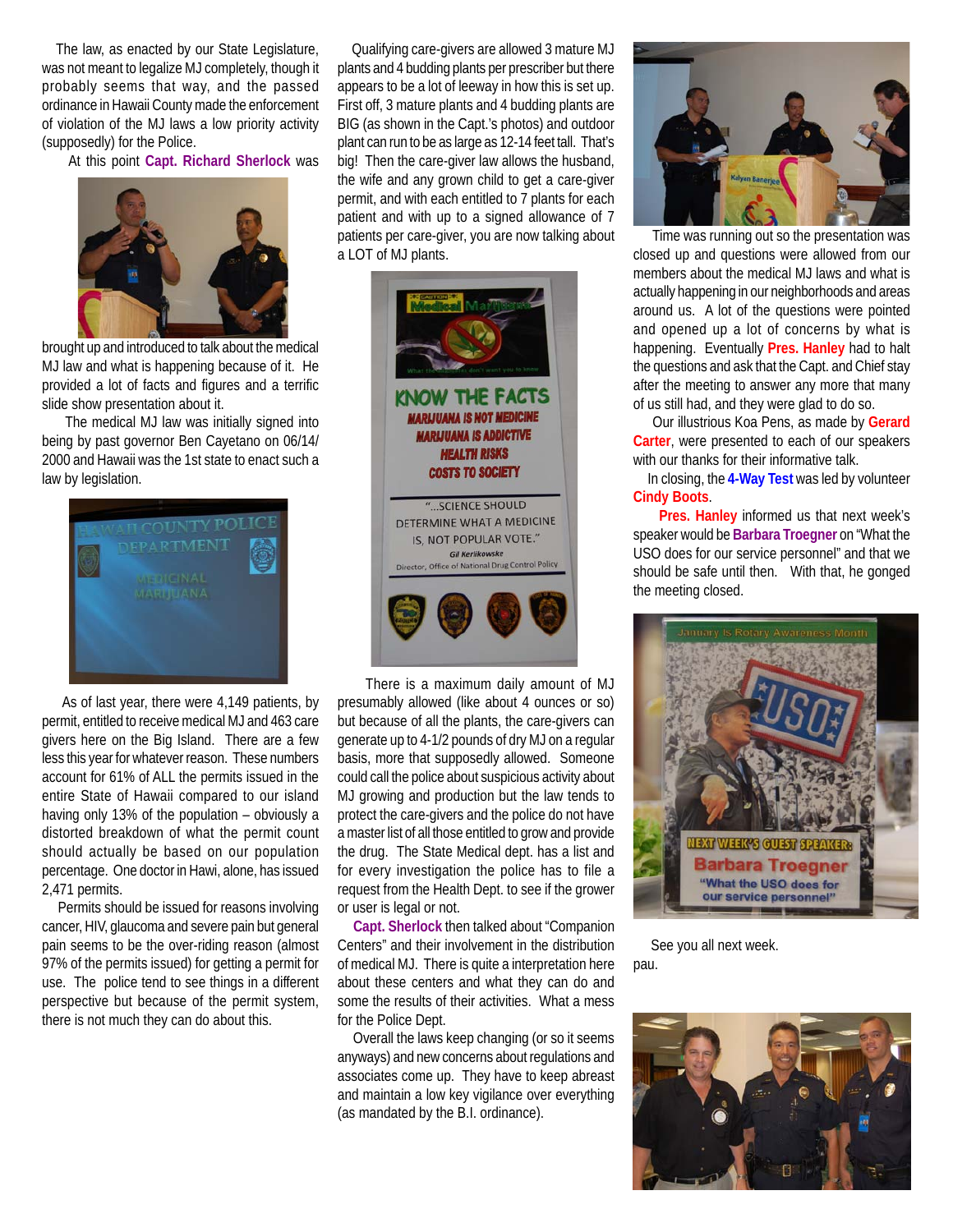The law, as enacted by our State Legislature, was not meant to legalize MJ completely, though it probably seems that way, and the passed ordinance in Hawaii County made the enforcement of violation of the MJ laws a low priority activity (supposedly) for the Police.

At this point **Capt. Richard Sherlock** was brought up and introduced to talk about the medical MJ law and what is happening because of it. He provided a lot of facts and figures and a terrific slide show presentation about it.

The medical MJ law was initially signed into being by past governor Ben Cayetano on 06/14/2000 and Hawaii was the 1st state to enact such a law by legislation.

As of last year, there were 4,149 patients, by permit, entitled to receive medical MJ and 463 care givers here on the Big Island. There are a few less this year for whatever reason. These numbers account for 61% of ALL the permits issued in the entire State of Hawaii compared to our island having only 13% of the population – obviously a distorted breakdown of what the permit count should actually be based on our population percentage. One doctor in Hawi, alone, has issued 2,471 permits.

Permits should be issued for reasons involving cancer, HIV, glaucoma and severe pain but general pain seems to be the over-riding reason (almost 97% of the permits issued) for getting a permit for use. The police tend to see things in a different perspective but because of the permit system, there is not much they can do about this.

Qualifying care-givers are allowed 3 mature MJ plants and 4 budding plants per prescriber but there appears to be a lot of leeway in how this is set up. First off, 3 mature plants and 4 budding plants are BIG (as shown in the Capt.'s photos) and outdoor plant can run to be as large as 12-14 feet tall. That's big! Then the care-giver law allows the husband, the wife and any grown child to get a care-giver permit, and with each entitled to 7 plants for each patient and with up to a signed allowance of 7 patients per care-giver, you are now talking about a LOT of MJ plants.

There is a maximum daily amount of MJ presumably allowed (like about 4 ounces or so) but because of all the plants, the care-givers can generate up to 4-1/2 pounds of dry MJ on a regular basis, more that supposedly allowed. Someone could call the police about suspicious activity about MJ growing and production but the law tends to protect the care-givers and the police do not have a master list of all those entitled to grow and provide the drug. The State Medical dept. has a list and for every investigation the police has to file a request from the Health Dept. to see if the grower or user is legal or not.

**Capt. Sherlock** then talked about "Companion Centers" and their involvement in the distribution of medical MJ. There is quite a interpretation here about these centers and what they can do and some the results of their activities. What a mess for the Police Dept.

Overall the laws keep changing (or so it seems anyways) and new concerns about regulations and associates come up. They have to keep abreast and maintain a low key vigilance over everything (as mandated by the B.I. ordinance).

Time was running out so the presentation was closed up and questions were allowed from our members about the medical MJ laws and what is actually happening in our neighborhoods and areas around us. A lot of the questions were pointed and opened up a lot of concerns by what is happening. Eventually **Pres. Hanley** had to halt the questions and ask that the Capt. and Chief stay after the meeting to answer any more that many of us still had, and they were glad to do so.

Our illustrious Koa Pens, as made by **Gerard Carter**, were presented to each of our speakers with our thanks for their informative talk.

In closing, the **4-Way Test** was led by volunteer **Cindy Boots**.

**Pres. Hanley** informed us that next week's speaker would be **Barbara Troegner** on "What the USO does for our service personnel" and that we should be safe until then. With that, he gonged the meeting closed.

See you all next week.

pau.